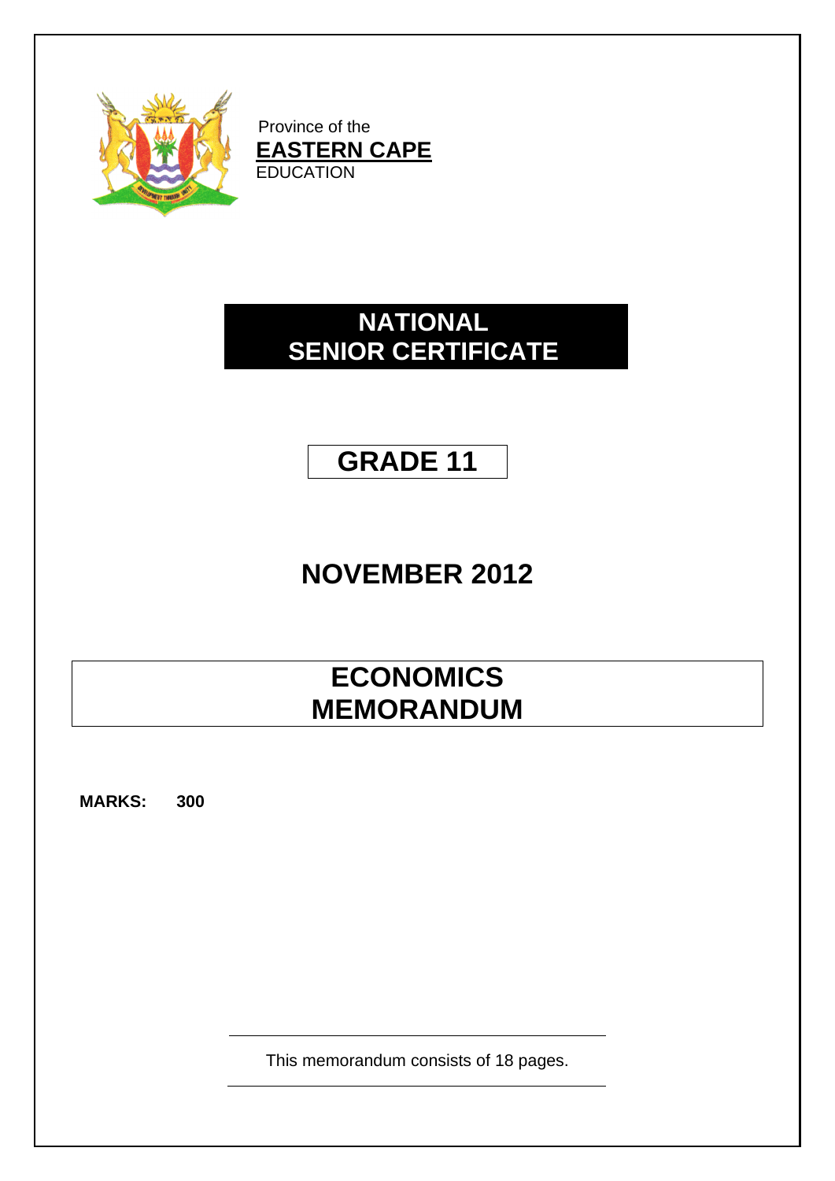Province of the

**EASTERN CAPE**

EDUCATION

# NATIONAL SENIOR CERTIFICATE

# GRADE 11

# NOVEMBER 2012

# ECONOMICS MEMORANDUM

**MARKS: 300**

This memorandum consists of 18 pages.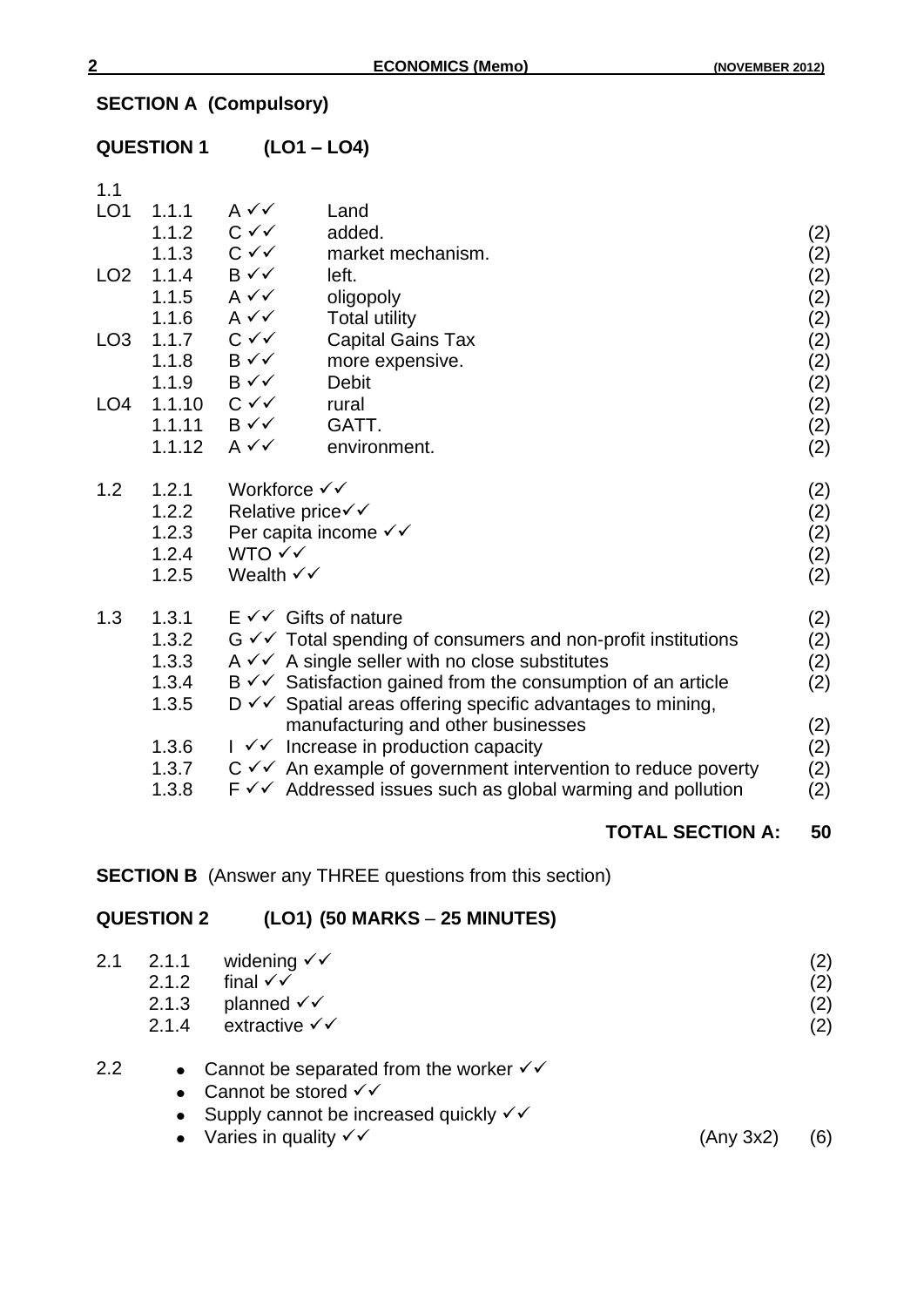## SECTION A (Compulsory)

## QUESTION 1 (LO1 – LO4)

| | | | | |
|---|---|---|---|---|
| 1.1 | | | | |
| LO1 | 1.1.1 | A ✓✓ | Land | |
| | 1.1.2 | C ✓✓ | added. | (2) |
| | 1.1.3 | C ✓✓ | market mechanism. | (2) |
| LO2 | 1.1.4 | B ✓✓ | left. | (2) |
| | 1.1.5 | A ✓✓ | oligopoly | (2) |
| | 1.1.6 | A ✓✓ | Total utility | (2) |
| LO3 | 1.1.7 | C ✓✓ | Capital Gains Tax | (2) |
| | 1.1.8 | B ✓✓ | more expensive. | (2) |
| | 1.1.9 | B ✓✓ | Debit | (2) |
| LO4 | 1.1.10 | C ✓✓ | rural | (2) |
| | 1.1.11 | B ✓✓ | GATT. | (2) |
| | 1.1.12 | A ✓✓ | environment. | (2) |

| | | | |
|---|---|---|---|
| 1.2 | 1.2.1 | Workforce ✓✓ | (2) |
| | 1.2.2 | Relative price✓✓ | (2) |
| | 1.2.3 | Per capita income ✓✓ | (2) |
| | 1.2.4 | WTO ✓✓ | (2) |
| | 1.2.5 | Wealth ✓✓ | (2) |

| | | | |
|---|---|---|---|
| 1.3 | 1.3.1 | E ✓✓ Gifts of nature | (2) |
| | 1.3.2 | G ✓✓ Total spending of consumers and non-profit institutions | (2) |
| | 1.3.3 | A ✓✓ A single seller with no close substitutes | (2) |
| | 1.3.4 | B ✓✓ Satisfaction gained from the consumption of an article | (2) |
| | 1.3.5 | D ✓✓ Spatial areas offering specific advantages to mining, manufacturing and other businesses | (2) |
| | 1.3.6 | I ✓✓ Increase in production capacity | (2) |
| | 1.3.7 | C ✓✓ An example of government intervention to reduce poverty | (2) |
| | 1.3.8 | F ✓✓ Addressed issues such as global warming and pollution | (2) |

**TOTAL SECTION A: 50**

**SECTION B** (Answer any THREE questions from this section)

## QUESTION 2 (LO1) (50 MARKS – 25 MINUTES)

| | | | |
|---|---|---|---|
| 2.1 | 2.1.1 | widening ✓✓ | (2) |
| | 2.1.2 | final ✓✓ | (2) |
| | 2.1.3 | planned ✓✓ | (2) |
| | 2.1.4 | extractive ✓✓ | (2) |

2.2

- Cannot be separated from the worker ✓✓
- Cannot be stored ✓✓
- Supply cannot be increased quickly ✓✓
- Varies in quality ✓✓ (Any 3x2) (6)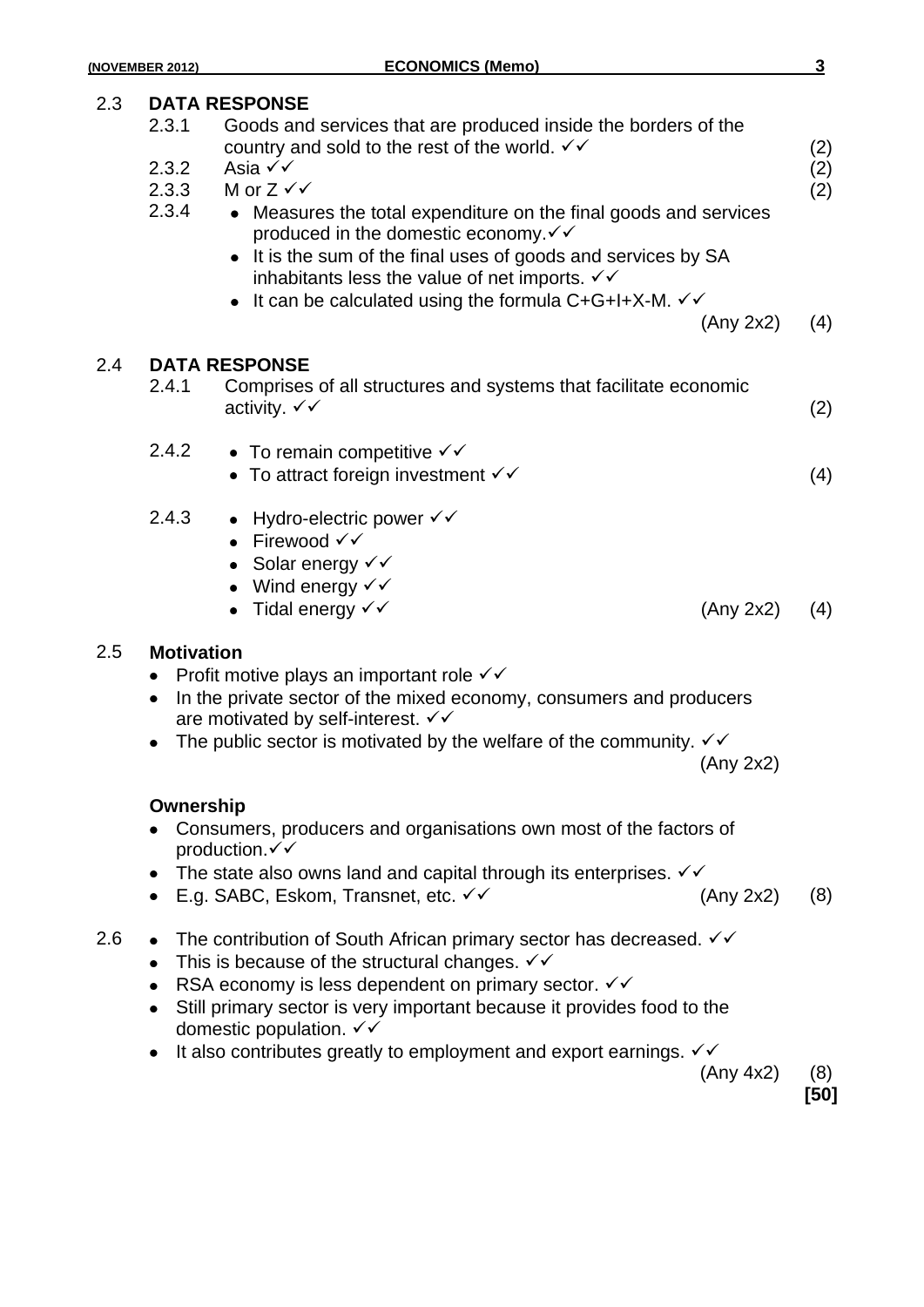2.3 **DATA RESPONSE**

2.3.1 Goods and services that are produced inside the borders of the country and sold to the rest of the world. ✓✓ (2)

2.3.2 Asia ✓✓ (2)

2.3.3 M or Z ✓✓ (2)

2.3.4
- Measures the total expenditure on the final goods and services produced in the domestic economy.✓✓
- It is the sum of the final uses of goods and services by SA inhabitants less the value of net imports. ✓✓
- It can be calculated using the formula C+G+I+X-M. ✓✓

(Any 2x2) (4)

2.4 **DATA RESPONSE**

2.4.1 Comprises of all structures and systems that facilitate economic activity. ✓✓ (2)

2.4.2
- To remain competitive ✓✓
- To attract foreign investment ✓✓

(4)

2.4.3
- Hydro-electric power ✓✓
- Firewood ✓✓
- Solar energy ✓✓
- Wind energy ✓✓
- Tidal energy ✓✓

(Any 2x2) (4)

2.5 **Motivation**

- Profit motive plays an important role ✓✓
- In the private sector of the mixed economy, consumers and producers are motivated by self-interest. ✓✓
- The public sector is motivated by the welfare of the community. ✓✓

(Any 2x2)

**Ownership**

- Consumers, producers and organisations own most of the factors of production.✓✓
- The state also owns land and capital through its enterprises. ✓✓
- E.g. SABC, Eskom, Transnet, etc. ✓✓

(Any 2x2) (8)

2.6
- The contribution of South African primary sector has decreased. ✓✓
- This is because of the structural changes. ✓✓
- RSA economy is less dependent on primary sector. ✓✓
- Still primary sector is very important because it provides food to the domestic population. ✓✓
- It also contributes greatly to employment and export earnings. ✓✓

(Any 4x2) (8)

**[50]**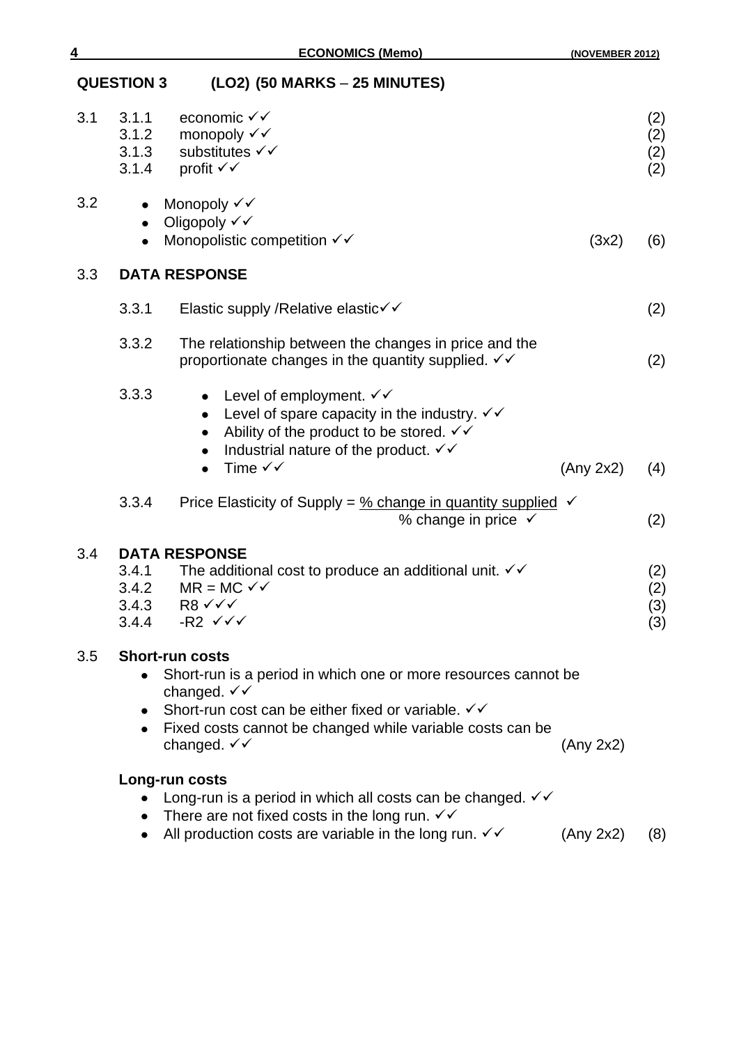## QUESTION 3 (LO2) (50 MARKS – 25 MINUTES)

3.1
- 3.1.1 economic ✓✓ (2)
- 3.1.2 monopoly ✓✓ (2)
- 3.1.3 substitutes ✓✓ (2)
- 3.1.4 profit ✓✓ (2)

3.2
- Monopoly ✓✓
- Oligopoly ✓✓
- Monopolistic competition ✓✓ (3x2) (6)

### 3.3 DATA RESPONSE

3.3.1 Elastic supply /Relative elastic✓✓ (2)

3.3.2 The relationship between the changes in price and the proportionate changes in the quantity supplied. ✓✓ (2)

3.3.3
- Level of employment. ✓✓
- Level of spare capacity in the industry. ✓✓
- Ability of the product to be stored. ✓✓
- Industrial nature of the product. ✓✓
- Time ✓✓ (Any 2x2) (4)

3.3.4 Price Elasticity of Supply = $\frac{\text{\% change in quantity supplied } ✓}{\text{\% change in price } ✓}$ (2)

### 3.4 DATA RESPONSE

- 3.4.1 The additional cost to produce an additional unit. ✓✓ (2)
- 3.4.2 MR = MC ✓✓ (2)
- 3.4.3 R8 ✓✓✓ (3)
- 3.4.4 -R2 ✓✓✓ (3)

### 3.5 Short-run costs

- Short-run is a period in which one or more resources cannot be changed. ✓✓
- Short-run cost can be either fixed or variable. ✓✓
- Fixed costs cannot be changed while variable costs can be changed. ✓✓ (Any 2x2)

**Long-run costs**

- Long-run is a period in which all costs can be changed. ✓✓
- There are not fixed costs in the long run. ✓✓
- All production costs are variable in the long run. ✓✓ (Any 2x2) (8)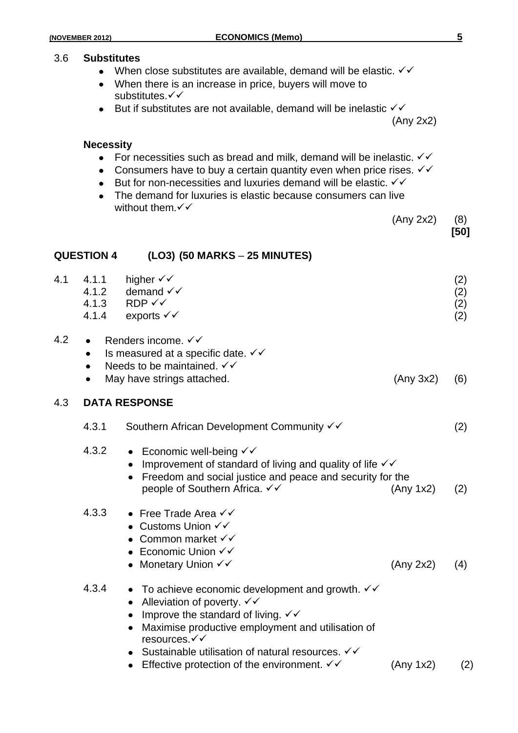3.6 **Substitutes**

- When close substitutes are available, demand will be elastic. ✓✓
- When there is an increase in price, buyers will move to substitutes.✓✓
- But if substitutes are not available, demand will be inelastic ✓✓

(Any 2x2)

**Necessity**

- For necessities such as bread and milk, demand will be inelastic. ✓✓
- Consumers have to buy a certain quantity even when price rises. ✓✓
- But for non-necessities and luxuries demand will be elastic. ✓✓
- The demand for luxuries is elastic because consumers can live without them.✓✓

(Any 2x2) (8)

**[50]**

## QUESTION 4 (LO3) (50 MARKS – 25 MINUTES)

4.1
- 4.1.1 higher ✓✓ (2)
- 4.1.2 demand ✓✓ (2)
- 4.1.3 RDP ✓✓ (2)
- 4.1.4 exports ✓✓ (2)

4.2
- Renders income. ✓✓
- Is measured at a specific date. ✓✓
- Needs to be maintained. ✓✓
- May have strings attached.

(Any 3x2) (6)

4.3 **DATA RESPONSE**

4.3.1 Southern African Development Community ✓✓ (2)

4.3.2
- Economic well-being ✓✓
- Improvement of standard of living and quality of life ✓✓
- Freedom and social justice and peace and security for the people of Southern Africa. ✓✓

(Any 1x2) (2)

4.3.3
- Free Trade Area ✓✓
- Customs Union ✓✓
- Common market ✓✓
- Economic Union ✓✓
- Monetary Union ✓✓

(Any 2x2) (4)

4.3.4
- To achieve economic development and growth. ✓✓
- Alleviation of poverty. ✓✓
- Improve the standard of living. ✓✓
- Maximise productive employment and utilisation of resources.✓✓
- Sustainable utilisation of natural resources. ✓✓
- Effective protection of the environment. ✓✓

(Any 1x2) (2)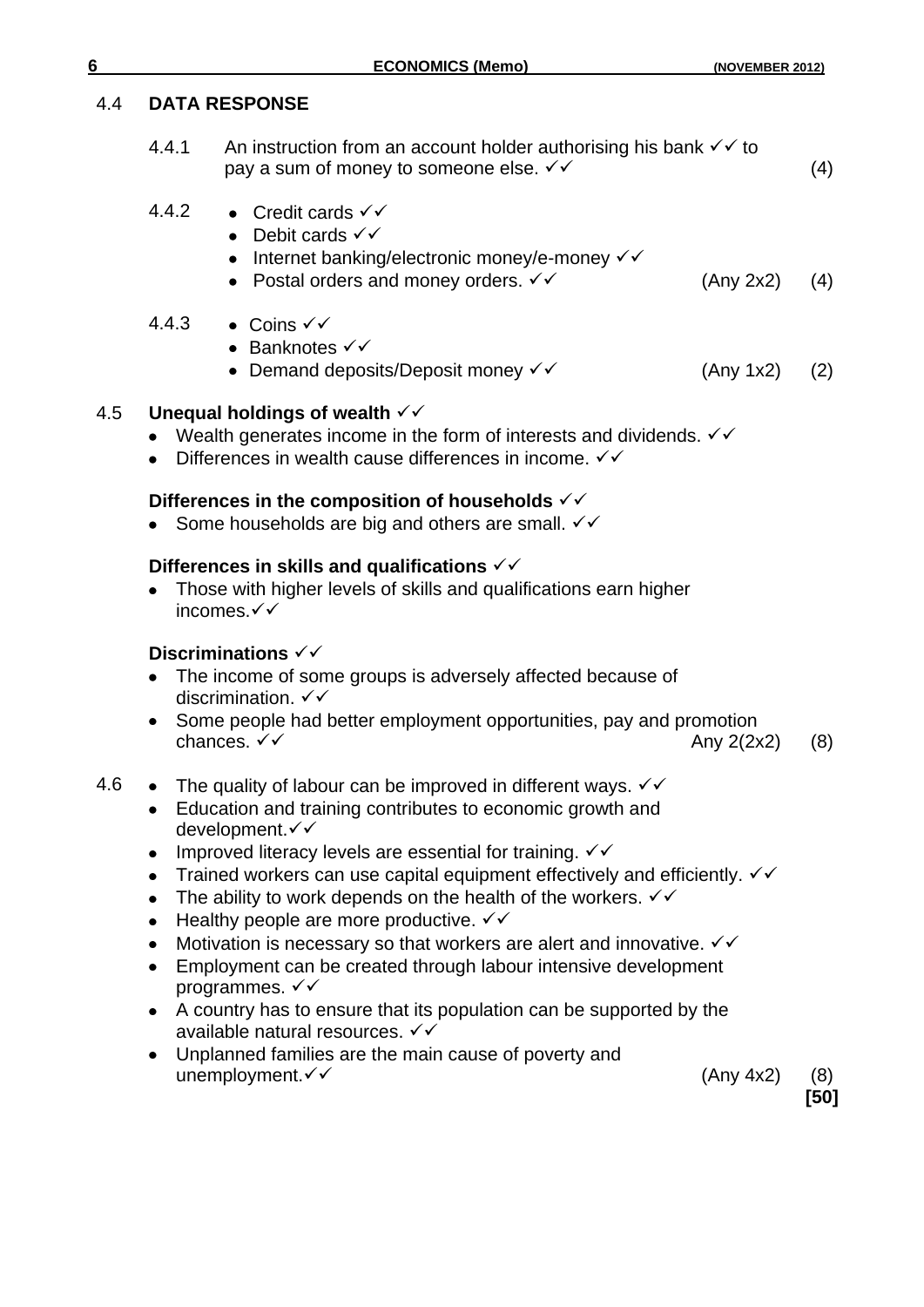## 4.4 DATA RESPONSE

4.4.1 An instruction from an account holder authorising his bank ✓✓ to pay a sum of money to someone else. ✓✓ (4)

4.4.2
- Credit cards ✓✓
- Debit cards ✓✓
- Internet banking/electronic money/e-money ✓✓
- Postal orders and money orders. ✓✓ (Any 2x2) (4)

4.4.3
- Coins ✓✓
- Banknotes ✓✓
- Demand deposits/Deposit money ✓✓ (Any 1x2) (2)

## 4.5

**Unequal holdings of wealth** ✓✓
- Wealth generates income in the form of interests and dividends. ✓✓
- Differences in wealth cause differences in income. ✓✓

**Differences in the composition of households** ✓✓
- Some households are big and others are small. ✓✓

**Differences in skills and qualifications** ✓✓
- Those with higher levels of skills and qualifications earn higher incomes.✓✓

**Discriminations** ✓✓
- The income of some groups is adversely affected because of discrimination. ✓✓
- Some people had better employment opportunities, pay and promotion chances. ✓✓ Any 2(2x2) (8)

## 4.6

- The quality of labour can be improved in different ways. ✓✓
- Education and training contributes to economic growth and development.✓✓
- Improved literacy levels are essential for training. ✓✓
- Trained workers can use capital equipment effectively and efficiently. ✓✓
- The ability to work depends on the health of the workers. ✓✓
- Healthy people are more productive. ✓✓
- Motivation is necessary so that workers are alert and innovative. ✓✓
- Employment can be created through labour intensive development programmes. ✓✓
- A country has to ensure that its population can be supported by the available natural resources. ✓✓
- Unplanned families are the main cause of poverty and unemployment.✓✓ (Any 4x2) (8)

**[50]**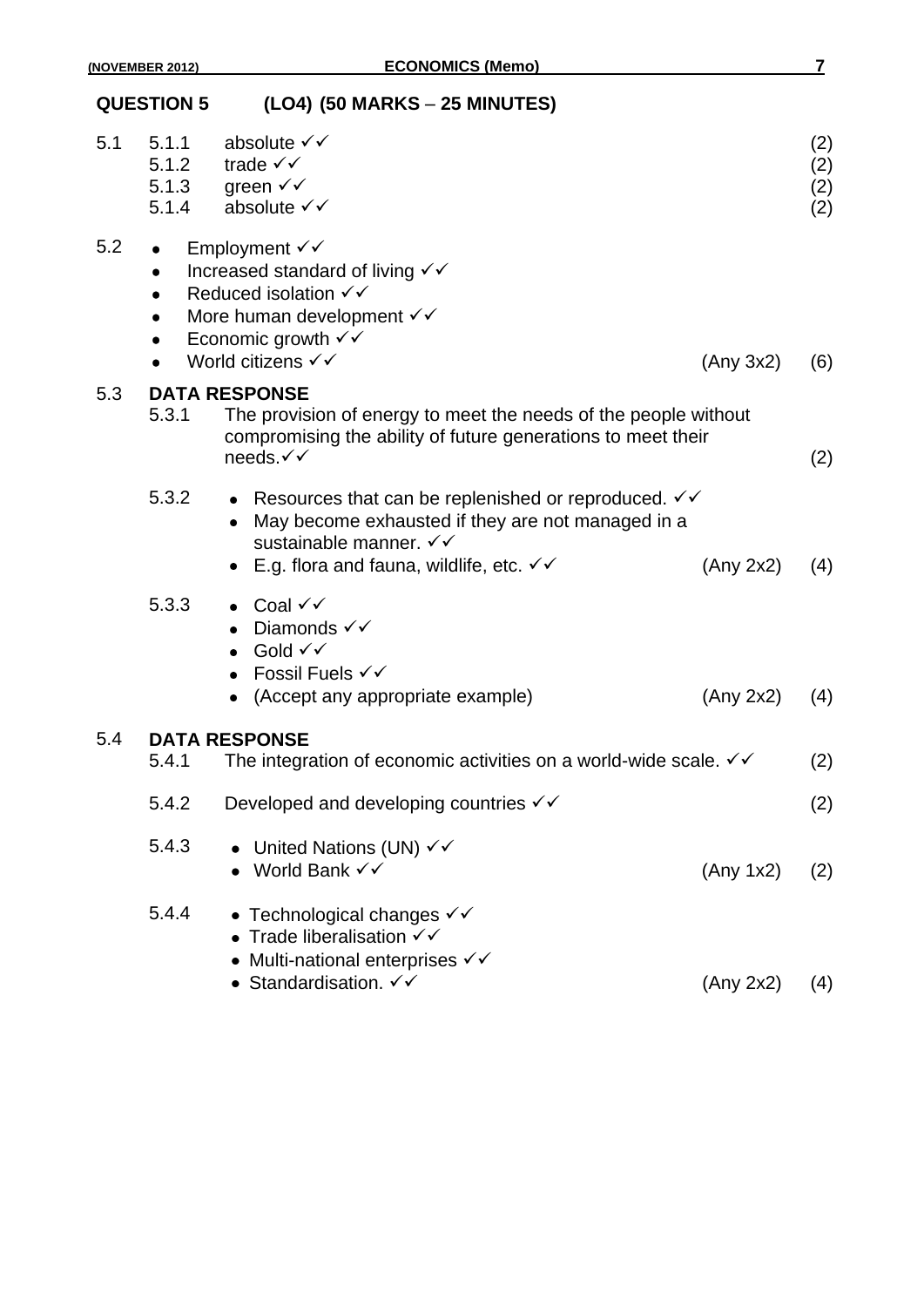## QUESTION 5 (LO4) (50 MARKS – 25 MINUTES)

5.1

- 5.1.1 absolute ✓✓ (2)
- 5.1.2 trade ✓✓ (2)
- 5.1.3 green ✓✓ (2)
- 5.1.4 absolute ✓✓ (2)

5.2

- Employment ✓✓
- Increased standard of living ✓✓
- Reduced isolation ✓✓
- More human development ✓✓
- Economic growth ✓✓
- World citizens ✓✓ (Any 3x2) (6)

5.3 **DATA RESPONSE**

5.3.1 The provision of energy to meet the needs of the people without compromising the ability of future generations to meet their needs.✓✓ (2)

5.3.2

- Resources that can be replenished or reproduced. ✓✓
- May become exhausted if they are not managed in a sustainable manner. ✓✓
- E.g. flora and fauna, wildlife, etc. ✓✓ (Any 2x2) (4)

5.3.3

- Coal ✓✓
- Diamonds ✓✓
- Gold ✓✓
- Fossil Fuels ✓✓
- (Accept any appropriate example) (Any 2x2) (4)

5.4 **DATA RESPONSE**

5.4.1 The integration of economic activities on a world-wide scale. ✓✓ (2)

5.4.2 Developed and developing countries ✓✓ (2)

5.4.3

- United Nations (UN) ✓✓
- World Bank ✓✓ (Any 1x2) (2)

5.4.4

- Technological changes ✓✓
- Trade liberalisation ✓✓
- Multi-national enterprises ✓✓
- Standardisation. ✓✓ (Any 2x2) (4)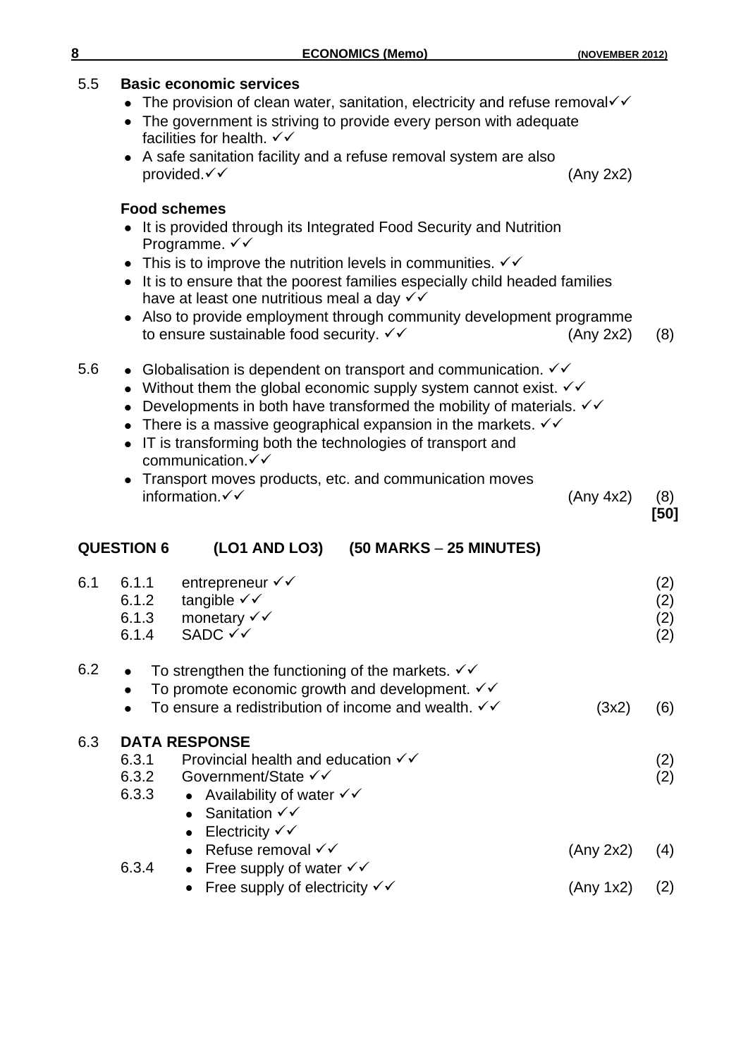5.5 **Basic economic services**

- The provision of clean water, sanitation, electricity and refuse removal✓✓
- The government is striving to provide every person with adequate facilities for health. ✓✓
- A safe sanitation facility and a refuse removal system are also provided.✓✓ (Any 2x2)

**Food schemes**

- It is provided through its Integrated Food Security and Nutrition Programme. ✓✓
- This is to improve the nutrition levels in communities. ✓✓
- It is to ensure that the poorest families especially child headed families have at least one nutritious meal a day ✓✓
- Also to provide employment through community development programme to ensure sustainable food security. ✓✓ (Any 2x2) (8)

5.6

- Globalisation is dependent on transport and communication. ✓✓
- Without them the global economic supply system cannot exist. ✓✓
- Developments in both have transformed the mobility of materials. ✓✓
- There is a massive geographical expansion in the markets. ✓✓
- IT is transforming both the technologies of transport and communication.✓✓
- Transport moves products, etc. and communication moves information.✓✓ (Any 4x2) (8)

**[50]**

## QUESTION 6 (LO1 AND LO3) (50 MARKS – 25 MINUTES)

6.1

- 6.1.1 entrepreneur ✓✓ (2)
- 6.1.2 tangible ✓✓ (2)
- 6.1.3 monetary ✓✓ (2)
- 6.1.4 SADC ✓✓ (2)

6.2

- To strengthen the functioning of the markets. ✓✓
- To promote economic growth and development. ✓✓
- To ensure a redistribution of income and wealth. ✓✓ (3x2) (6)

6.3 **DATA RESPONSE**

6.3.1 Provincial health and education ✓✓ (2)

6.3.2 Government/State ✓✓ (2)

6.3.3

- Availability of water ✓✓
- Sanitation ✓✓
- Electricity ✓✓
- Refuse removal ✓✓ (Any 2x2) (4)

6.3.4

- Free supply of water ✓✓
- Free supply of electricity ✓✓ (Any 1x2) (2)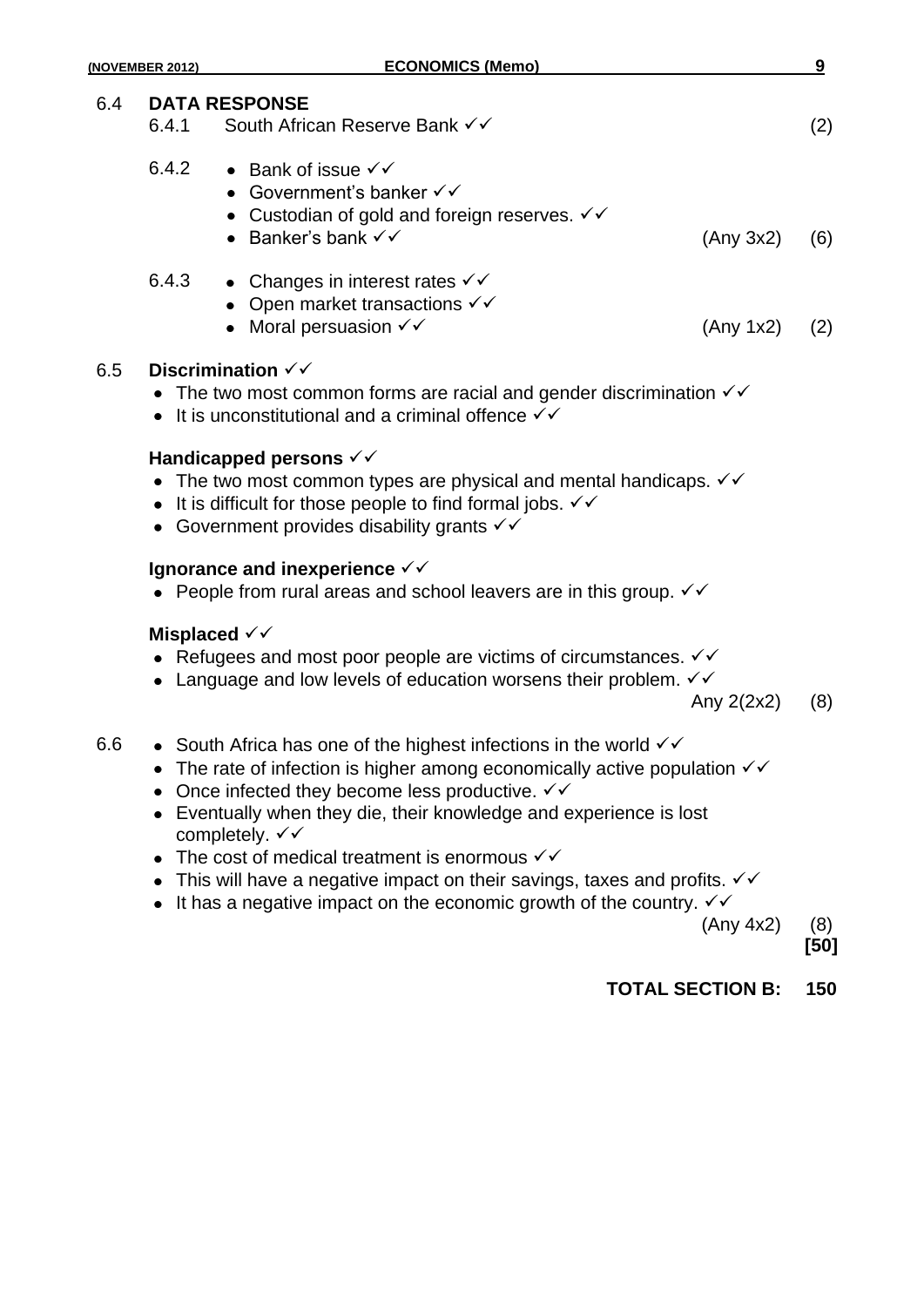6.4 **DATA RESPONSE**

6.4.1 South African Reserve Bank ✓✓ (2)

6.4.2
- Bank of issue ✓✓
- Government's banker ✓✓
- Custodian of gold and foreign reserves. ✓✓
- Banker's bank ✓✓ (Any 3x2) (6)

6.4.3
- Changes in interest rates ✓✓
- Open market transactions ✓✓
- Moral persuasion ✓✓ (Any 1x2) (2)

6.5 **Discrimination** ✓✓
- The two most common forms are racial and gender discrimination ✓✓
- It is unconstitutional and a criminal offence ✓✓

**Handicapped persons** ✓✓
- The two most common types are physical and mental handicaps. ✓✓
- It is difficult for those people to find formal jobs. ✓✓
- Government provides disability grants ✓✓

**Ignorance and inexperience** ✓✓
- People from rural areas and school leavers are in this group. ✓✓

**Misplaced** ✓✓
- Refugees and most poor people are victims of circumstances. ✓✓
- Language and low levels of education worsens their problem. ✓✓

Any 2(2x2) (8)

6.6
- South Africa has one of the highest infections in the world ✓✓
- The rate of infection is higher among economically active population ✓✓
- Once infected they become less productive. ✓✓
- Eventually when they die, their knowledge and experience is lost completely. ✓✓
- The cost of medical treatment is enormous ✓✓
- This will have a negative impact on their savings, taxes and profits. ✓✓
- It has a negative impact on the economic growth of the country. ✓✓

(Any 4x2) (8)

**[50]**

**TOTAL SECTION B: 150**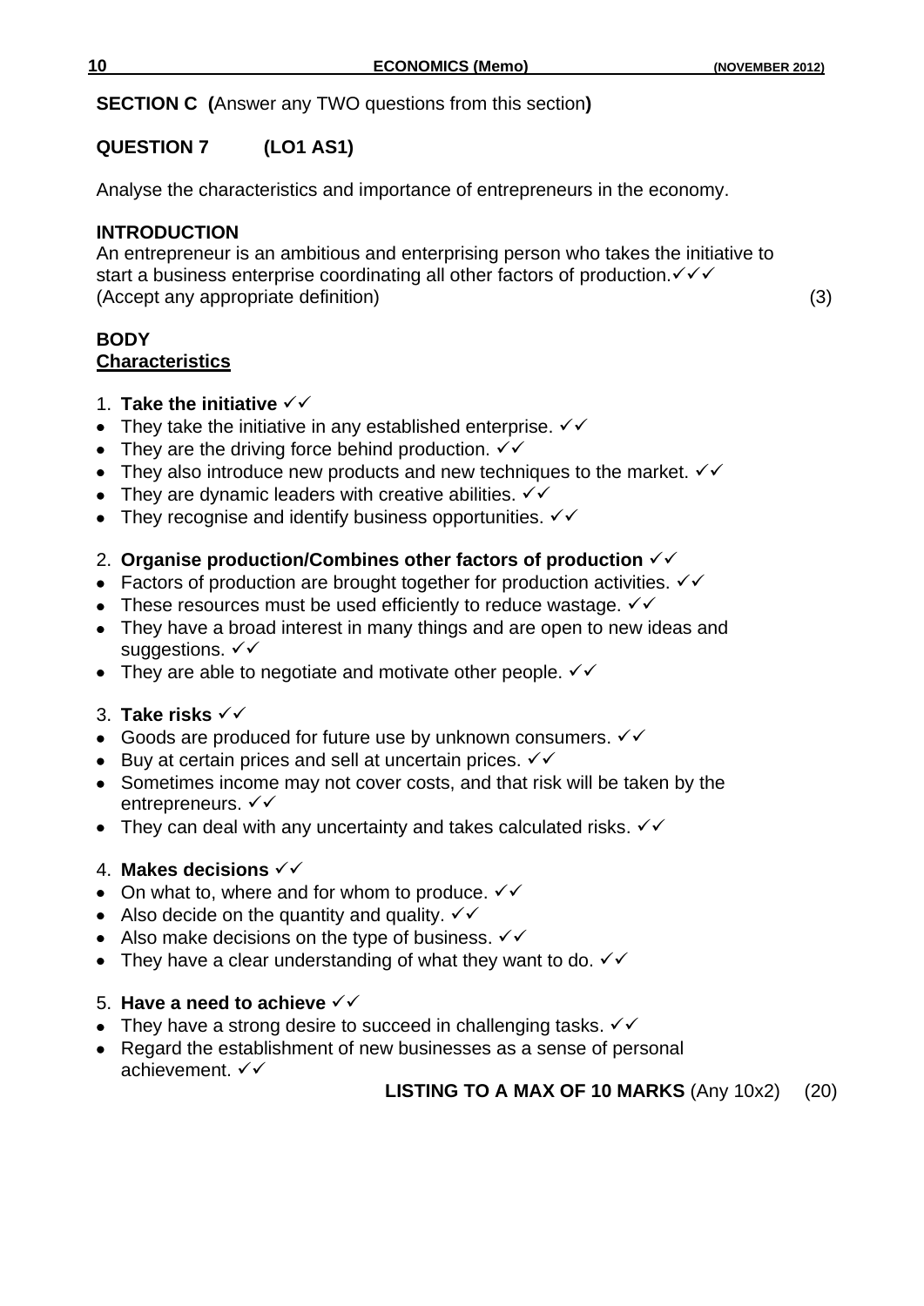**SECTION C (**Answer any TWO questions from this section**)**

**QUESTION 7 (LO1 AS1)**

Analyse the characteristics and importance of entrepreneurs in the economy.

**INTRODUCTION**
An entrepreneur is an ambitious and enterprising person who takes the initiative to start a business enterprise coordinating all other factors of production.✓✓✓
(Accept any appropriate definition) (3)

**BODY**
**Characteristics**

1. **Take the initiative** ✓✓
- They take the initiative in any established enterprise. ✓✓
- They are the driving force behind production. ✓✓
- They also introduce new products and new techniques to the market. ✓✓
- They are dynamic leaders with creative abilities. ✓✓
- They recognise and identify business opportunities. ✓✓

2. **Organise production/Combines other factors of production** ✓✓
- Factors of production are brought together for production activities. ✓✓
- These resources must be used efficiently to reduce wastage. ✓✓
- They have a broad interest in many things and are open to new ideas and suggestions. ✓✓
- They are able to negotiate and motivate other people. ✓✓

3. **Take risks** ✓✓
- Goods are produced for future use by unknown consumers. ✓✓
- Buy at certain prices and sell at uncertain prices. ✓✓
- Sometimes income may not cover costs, and that risk will be taken by the entrepreneurs. ✓✓
- They can deal with any uncertainty and takes calculated risks. ✓✓

4. **Makes decisions** ✓✓
- On what to, where and for whom to produce. ✓✓
- Also decide on the quantity and quality. ✓✓
- Also make decisions on the type of business. ✓✓
- They have a clear understanding of what they want to do. ✓✓

5. **Have a need to achieve** ✓✓
- They have a strong desire to succeed in challenging tasks. ✓✓
- Regard the establishment of new businesses as a sense of personal achievement. ✓✓

**LISTING TO A MAX OF 10 MARKS** (Any 10x2) (20)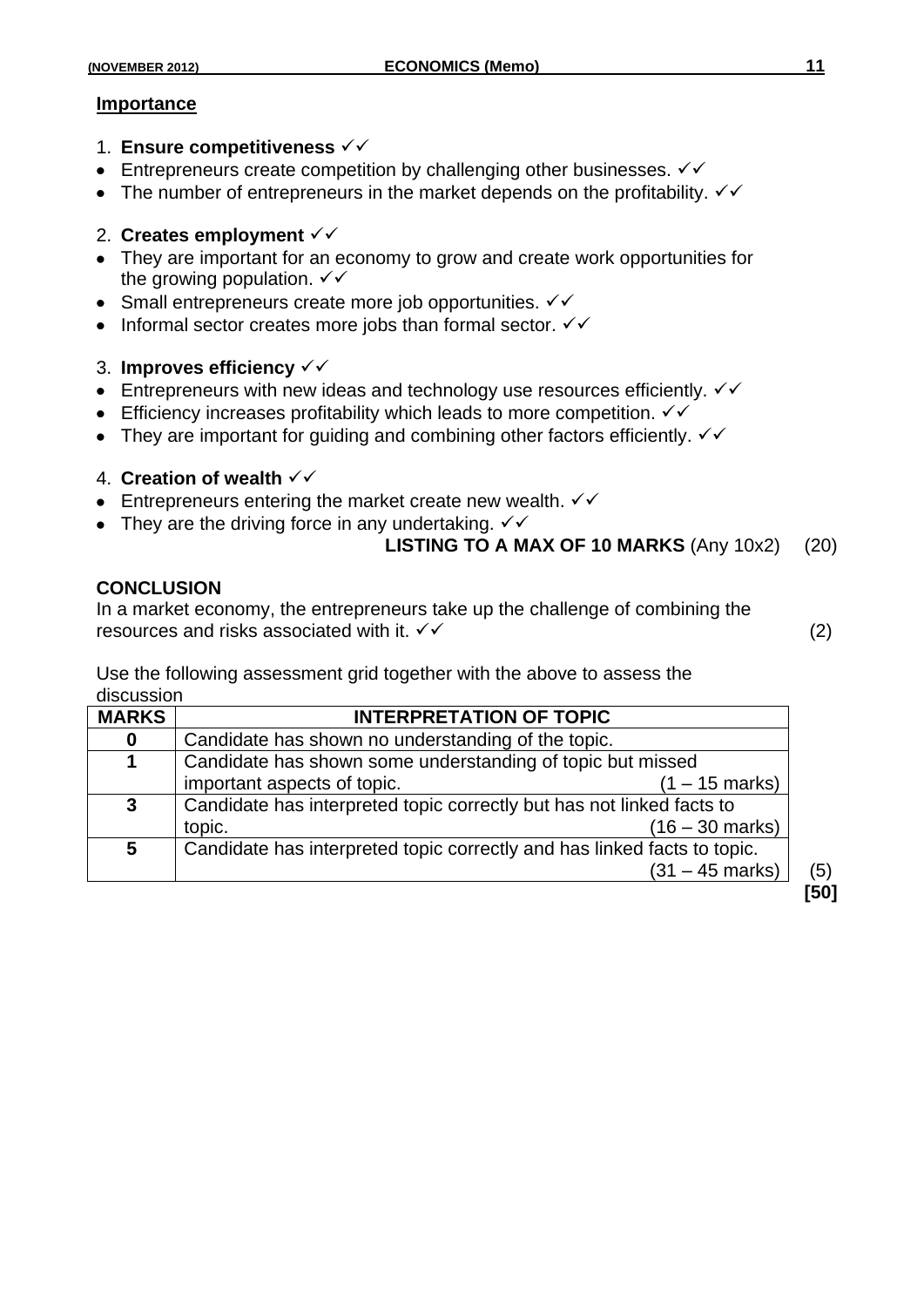**Importance**

1. **Ensure competitiveness** ✓✓
- Entrepreneurs create competition by challenging other businesses. ✓✓
- The number of entrepreneurs in the market depends on the profitability. ✓✓

2. **Creates employment** ✓✓
- They are important for an economy to grow and create work opportunities for the growing population. ✓✓
- Small entrepreneurs create more job opportunities. ✓✓
- Informal sector creates more jobs than formal sector. ✓✓

3. **Improves efficiency** ✓✓
- Entrepreneurs with new ideas and technology use resources efficiently. ✓✓
- Efficiency increases profitability which leads to more competition. ✓✓
- They are important for guiding and combining other factors efficiently. ✓✓

4. **Creation of wealth** ✓✓
- Entrepreneurs entering the market create new wealth. ✓✓
- They are the driving force in any undertaking. ✓✓

**LISTING TO A MAX OF 10 MARKS** (Any 10x2) (20)

**CONCLUSION**

In a market economy, the entrepreneurs take up the challenge of combining the resources and risks associated with it. ✓✓ (2)

Use the following assessment grid together with the above to assess the discussion

| MARKS | INTERPRETATION OF TOPIC |
|---|---|
| 0 | Candidate has shown no understanding of the topic. |
| 1 | Candidate has shown some understanding of topic but missed important aspects of topic. (1 – 15 marks) |
| 3 | Candidate has interpreted topic correctly but has not linked facts to topic. (16 – 30 marks) |
| 5 | Candidate has interpreted topic correctly and has linked facts to topic. (31 – 45 marks) |

(5)

**[50]**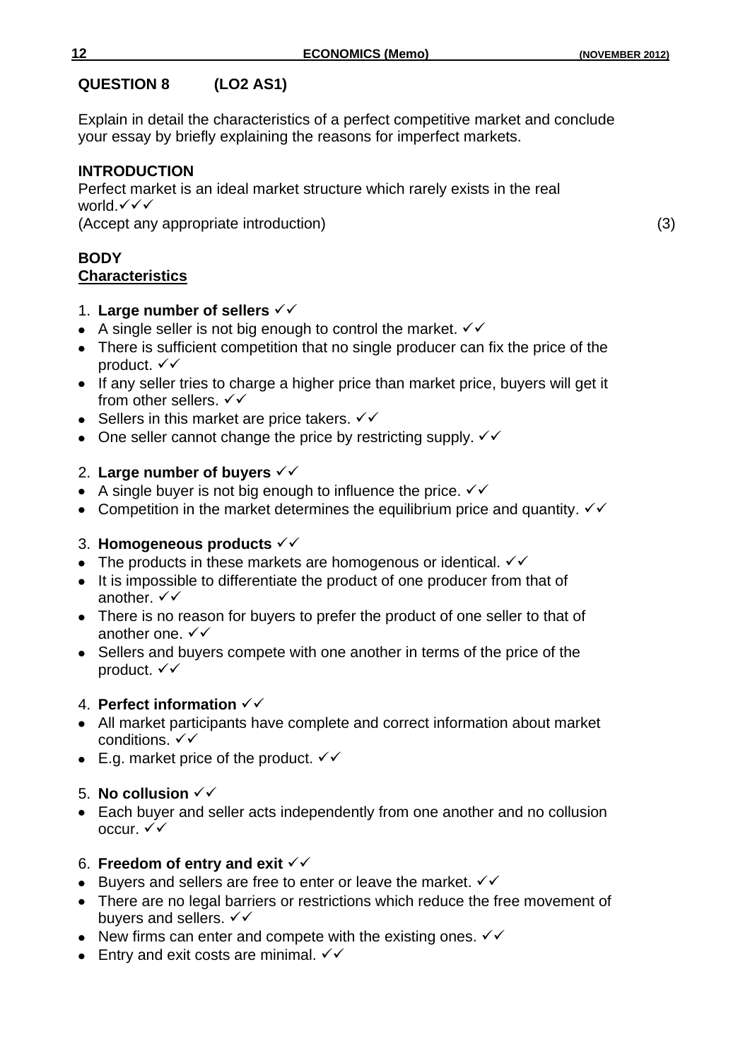## QUESTION 8 (LO2 AS1)

Explain in detail the characteristics of a perfect competitive market and conclude your essay by briefly explaining the reasons for imperfect markets.

**INTRODUCTION**

Perfect market is an ideal market structure which rarely exists in the real world.✓✓✓
(Accept any appropriate introduction) (3)

**BODY**

**Characteristics**

1. **Large number of sellers** ✓✓

- A single seller is not big enough to control the market. ✓✓
- There is sufficient competition that no single producer can fix the price of the product. ✓✓
- If any seller tries to charge a higher price than market price, buyers will get it from other sellers. ✓✓
- Sellers in this market are price takers. ✓✓
- One seller cannot change the price by restricting supply. ✓✓

2. **Large number of buyers** ✓✓

- A single buyer is not big enough to influence the price. ✓✓
- Competition in the market determines the equilibrium price and quantity. ✓✓

3. **Homogeneous products** ✓✓

- The products in these markets are homogenous or identical. ✓✓
- It is impossible to differentiate the product of one producer from that of another. ✓✓
- There is no reason for buyers to prefer the product of one seller to that of another one. ✓✓
- Sellers and buyers compete with one another in terms of the price of the product. ✓✓

4. **Perfect information** ✓✓

- All market participants have complete and correct information about market conditions. ✓✓
- E.g. market price of the product. ✓✓

5. **No collusion** ✓✓

- Each buyer and seller acts independently from one another and no collusion occur. ✓✓

6. **Freedom of entry and exit** ✓✓

- Buyers and sellers are free to enter or leave the market. ✓✓
- There are no legal barriers or restrictions which reduce the free movement of buyers and sellers. ✓✓
- New firms can enter and compete with the existing ones. ✓✓
- Entry and exit costs are minimal. ✓✓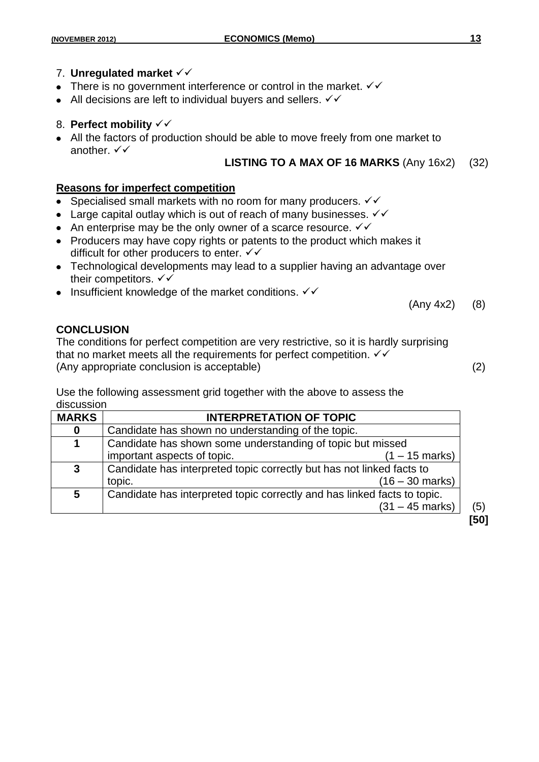7. **Unregulated market** ✓✓
- There is no government interference or control in the market. ✓✓
- All decisions are left to individual buyers and sellers. ✓✓

8. **Perfect mobility** ✓✓
- All the factors of production should be able to move freely from one market to another. ✓✓

**LISTING TO A MAX OF 16 MARKS** (Any 16x2) (32)

**Reasons for imperfect competition**

- Specialised small markets with no room for many producers. ✓✓
- Large capital outlay which is out of reach of many businesses. ✓✓
- An enterprise may be the only owner of a scarce resource. ✓✓
- Producers may have copy rights or patents to the product which makes it difficult for other producers to enter. ✓✓
- Technological developments may lead to a supplier having an advantage over their competitors. ✓✓
- Insufficient knowledge of the market conditions. ✓✓

(Any 4x2) (8)

**CONCLUSION**

The conditions for perfect competition are very restrictive, so it is hardly surprising that no market meets all the requirements for perfect competition. ✓✓
(Any appropriate conclusion is acceptable) (2)

Use the following assessment grid together with the above to assess the discussion

| MARKS | INTERPRETATION OF TOPIC |
|---|---|
| 0 | Candidate has shown no understanding of the topic. |
| 1 | Candidate has shown some understanding of topic but missed important aspects of topic. (1 – 15 marks) |
| 3 | Candidate has interpreted topic correctly but has not linked facts to topic. (16 – 30 marks) |
| 5 | Candidate has interpreted topic correctly and has linked facts to topic. (31 – 45 marks) |

(5)

**[50]**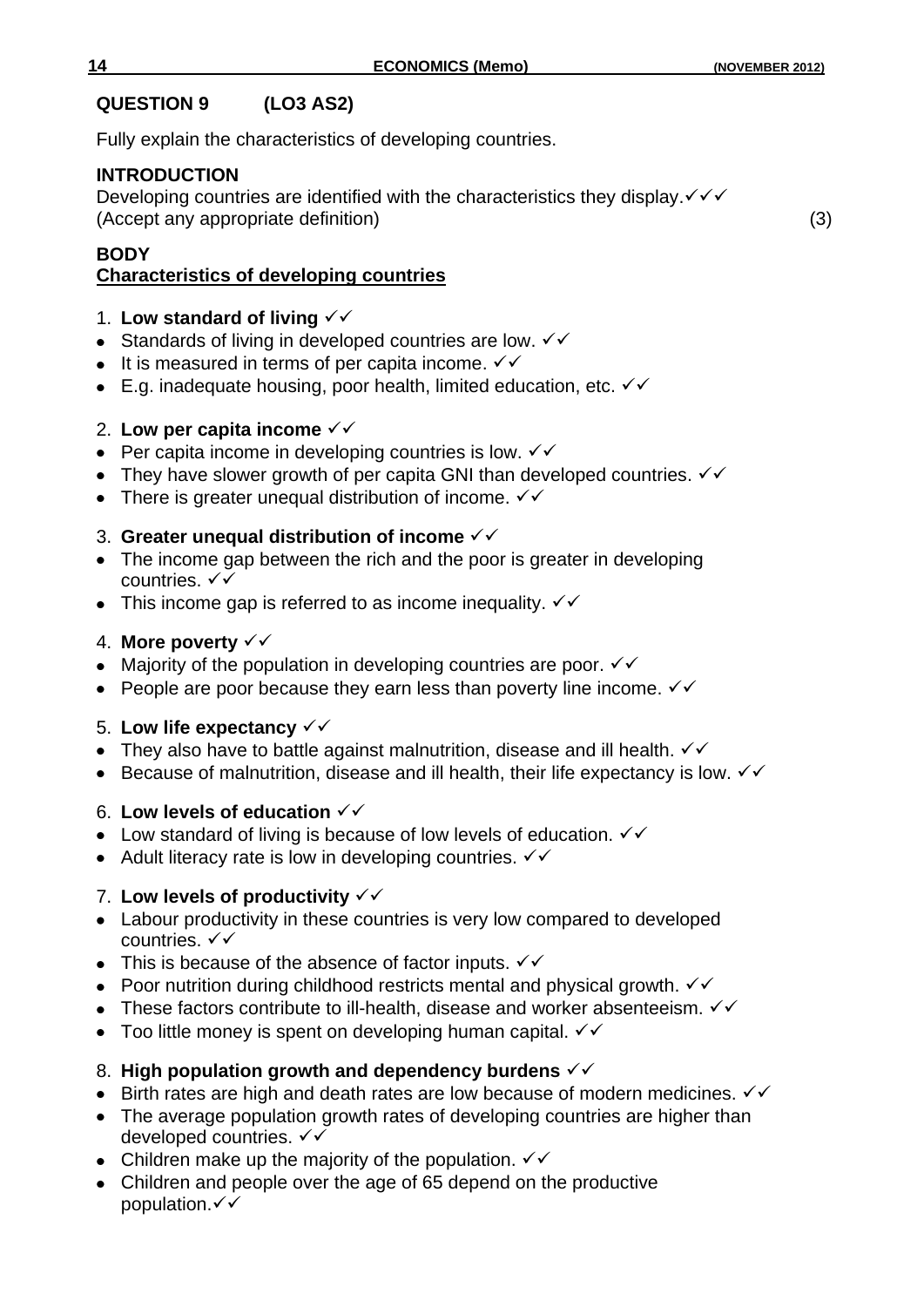**QUESTION 9 (LO3 AS2)**

Fully explain the characteristics of developing countries.

**INTRODUCTION**

Developing countries are identified with the characteristics they display.✓✓✓
(Accept any appropriate definition) (3)

**BODY**

**Characteristics of developing countries**

1. **Low standard of living** ✓✓
- Standards of living in developed countries are low. ✓✓
- It is measured in terms of per capita income. ✓✓
- E.g. inadequate housing, poor health, limited education, etc. ✓✓

2. **Low per capita income** ✓✓
- Per capita income in developing countries is low. ✓✓
- They have slower growth of per capita GNI than developed countries. ✓✓
- There is greater unequal distribution of income. ✓✓

3. **Greater unequal distribution of income** ✓✓
- The income gap between the rich and the poor is greater in developing countries. ✓✓
- This income gap is referred to as income inequality. ✓✓

4. **More poverty** ✓✓
- Majority of the population in developing countries are poor. ✓✓
- People are poor because they earn less than poverty line income. ✓✓

5. **Low life expectancy** ✓✓
- They also have to battle against malnutrition, disease and ill health. ✓✓
- Because of malnutrition, disease and ill health, their life expectancy is low. ✓✓

6. **Low levels of education** ✓✓
- Low standard of living is because of low levels of education. ✓✓
- Adult literacy rate is low in developing countries. ✓✓

7. **Low levels of productivity** ✓✓
- Labour productivity in these countries is very low compared to developed countries. ✓✓
- This is because of the absence of factor inputs. ✓✓
- Poor nutrition during childhood restricts mental and physical growth. ✓✓
- These factors contribute to ill-health, disease and worker absenteeism. ✓✓
- Too little money is spent on developing human capital. ✓✓

8. **High population growth and dependency burdens** ✓✓
- Birth rates are high and death rates are low because of modern medicines. ✓✓
- The average population growth rates of developing countries are higher than developed countries. ✓✓
- Children make up the majority of the population. ✓✓
- Children and people over the age of 65 depend on the productive population.✓✓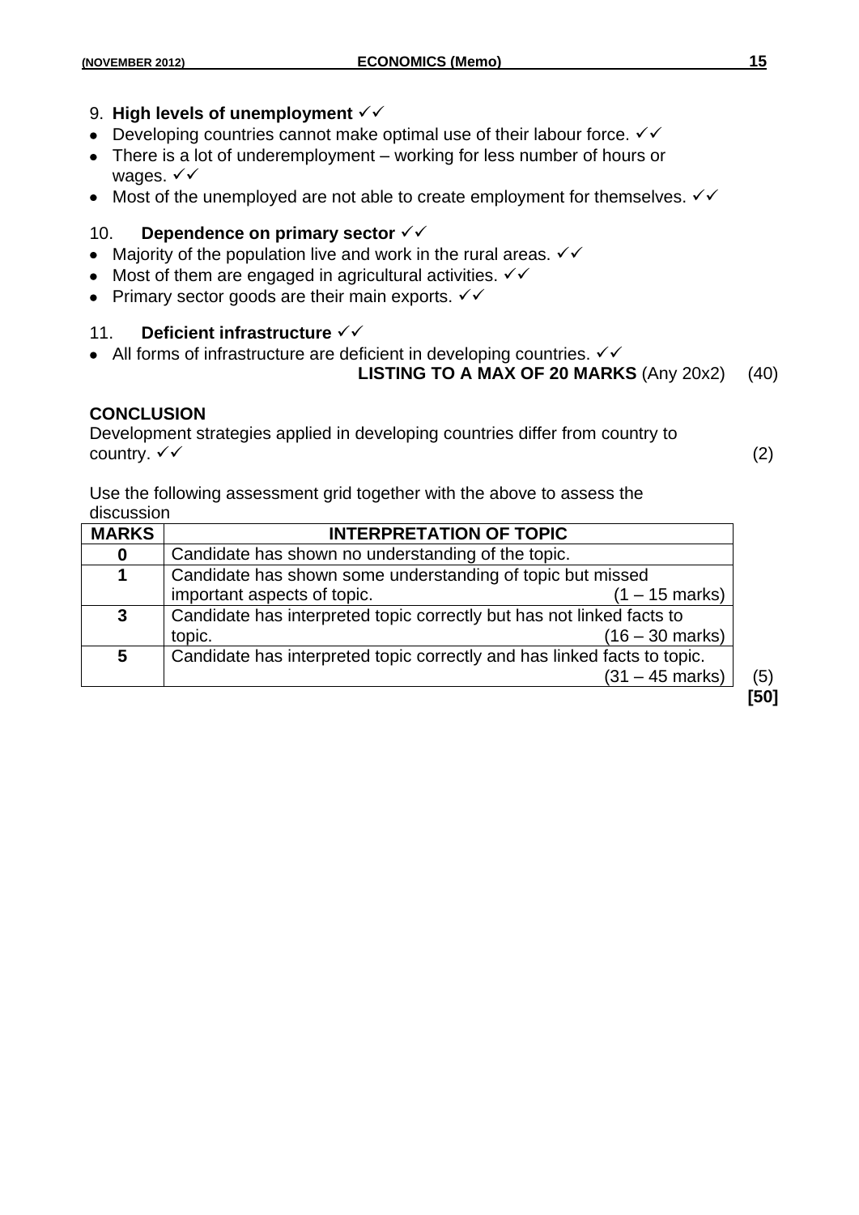9. **High levels of unemployment** ✓✓

- Developing countries cannot make optimal use of their labour force. ✓✓
- There is a lot of underemployment – working for less number of hours or wages. ✓✓
- Most of the unemployed are not able to create employment for themselves. ✓✓

10. **Dependence on primary sector** ✓✓

- Majority of the population live and work in the rural areas. ✓✓
- Most of them are engaged in agricultural activities. ✓✓
- Primary sector goods are their main exports. ✓✓

11. **Deficient infrastructure** ✓✓

- All forms of infrastructure are deficient in developing countries. ✓✓

**LISTING TO A MAX OF 20 MARKS** (Any 20x2) (40)

**CONCLUSION**

Development strategies applied in developing countries differ from country to country. ✓✓ (2)

Use the following assessment grid together with the above to assess the discussion

| MARKS | INTERPRETATION OF TOPIC |
|---|---|
| **0** | Candidate has shown no understanding of the topic. |
| **1** | Candidate has shown some understanding of topic but missed important aspects of topic. (1 – 15 marks) |
| **3** | Candidate has interpreted topic correctly but has not linked facts to topic. (16 – 30 marks) |
| **5** | Candidate has interpreted topic correctly and has linked facts to topic. (31 – 45 marks) |

(5)

**[50]**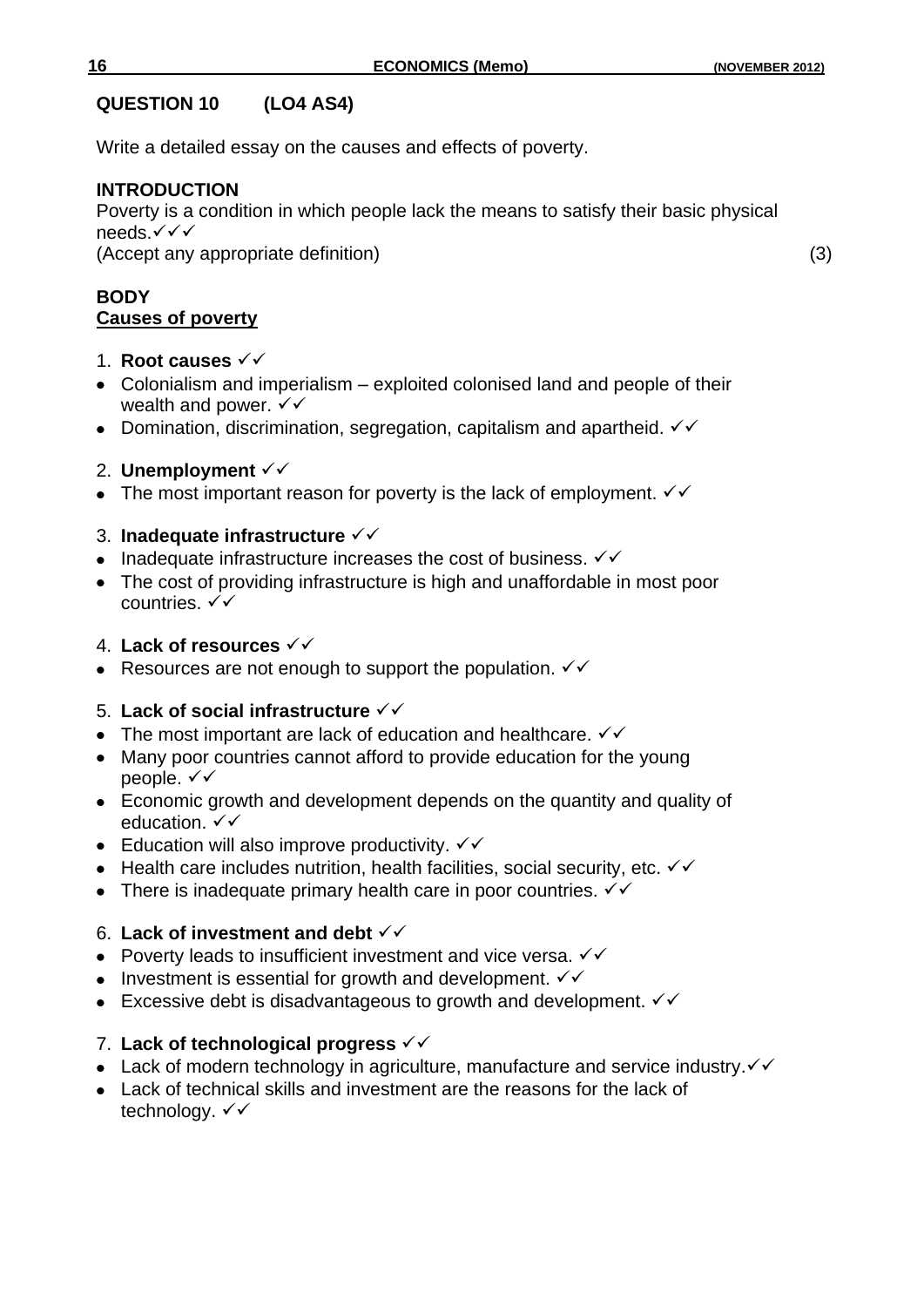**QUESTION 10 (LO4 AS4)**

Write a detailed essay on the causes and effects of poverty.

**INTRODUCTION**

Poverty is a condition in which people lack the means to satisfy their basic physical needs.✓✓✓

(Accept any appropriate definition) (3)

**BODY**

**Causes of poverty**

1. **Root causes** ✓✓
- Colonialism and imperialism – exploited colonised land and people of their wealth and power. ✓✓
- Domination, discrimination, segregation, capitalism and apartheid. ✓✓

2. **Unemployment** ✓✓
- The most important reason for poverty is the lack of employment. ✓✓

3. **Inadequate infrastructure** ✓✓
- Inadequate infrastructure increases the cost of business. ✓✓
- The cost of providing infrastructure is high and unaffordable in most poor countries. ✓✓

4. **Lack of resources** ✓✓
- Resources are not enough to support the population. ✓✓

5. **Lack of social infrastructure** ✓✓
- The most important are lack of education and healthcare. ✓✓
- Many poor countries cannot afford to provide education for the young people. ✓✓
- Economic growth and development depends on the quantity and quality of education. ✓✓
- Education will also improve productivity. ✓✓
- Health care includes nutrition, health facilities, social security, etc. ✓✓
- There is inadequate primary health care in poor countries. ✓✓

6. **Lack of investment and debt** ✓✓
- Poverty leads to insufficient investment and vice versa. ✓✓
- Investment is essential for growth and development. ✓✓
- Excessive debt is disadvantageous to growth and development. ✓✓

7. **Lack of technological progress** ✓✓
- Lack of modern technology in agriculture, manufacture and service industry.✓✓
- Lack of technical skills and investment are the reasons for the lack of technology. ✓✓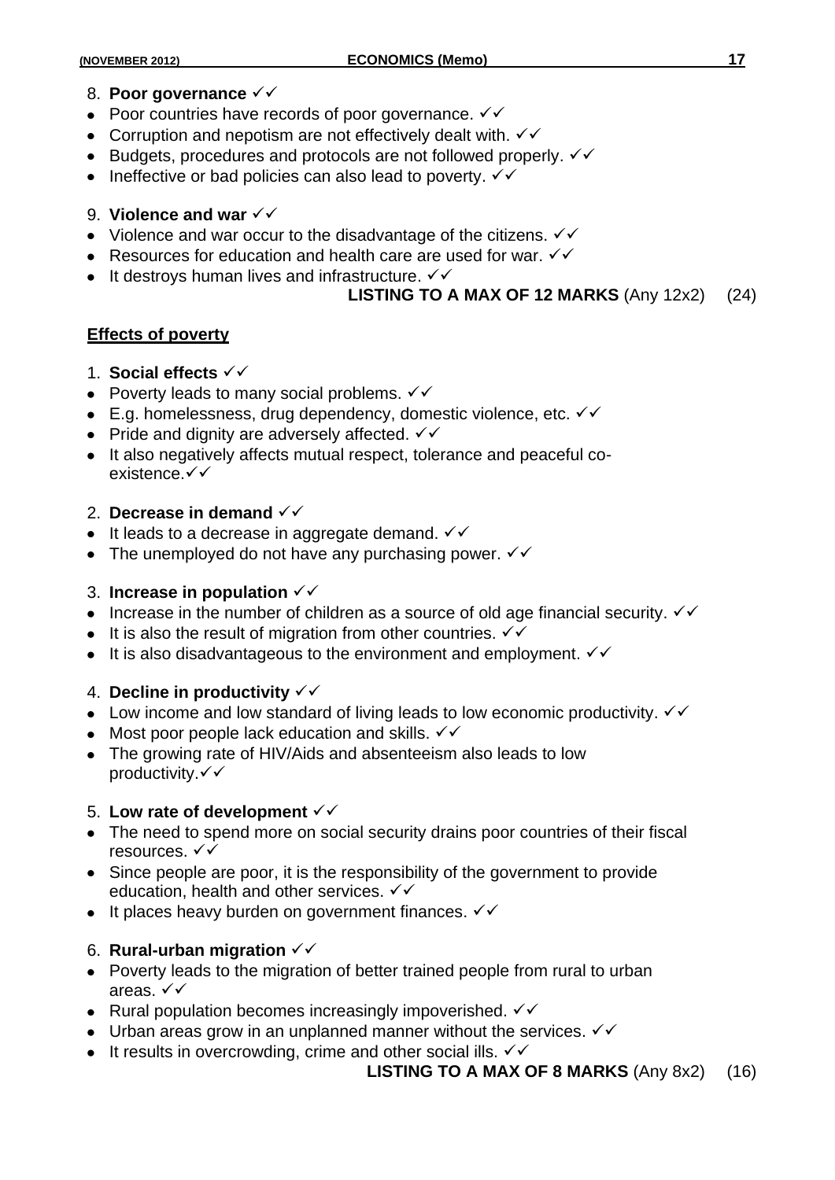8. **Poor governance** ✓✓
- Poor countries have records of poor governance. ✓✓
- Corruption and nepotism are not effectively dealt with. ✓✓
- Budgets, procedures and protocols are not followed properly. ✓✓
- Ineffective or bad policies can also lead to poverty. ✓✓

9. **Violence and war** ✓✓
- Violence and war occur to the disadvantage of the citizens. ✓✓
- Resources for education and health care are used for war. ✓✓
- It destroys human lives and infrastructure. ✓✓

**LISTING TO A MAX OF 12 MARKS** (Any 12x2) (24)

**<u>Effects of poverty</u>**

1. **Social effects** ✓✓
- Poverty leads to many social problems. ✓✓
- E.g. homelessness, drug dependency, domestic violence, etc. ✓✓
- Pride and dignity are adversely affected. ✓✓
- It also negatively affects mutual respect, tolerance and peaceful co-existence.✓✓

2. **Decrease in demand** ✓✓
- It leads to a decrease in aggregate demand. ✓✓
- The unemployed do not have any purchasing power. ✓✓

3. **Increase in population** ✓✓
- Increase in the number of children as a source of old age financial security. ✓✓
- It is also the result of migration from other countries. ✓✓
- It is also disadvantageous to the environment and employment. ✓✓

4. **Decline in productivity** ✓✓
- Low income and low standard of living leads to low economic productivity. ✓✓
- Most poor people lack education and skills. ✓✓
- The growing rate of HIV/Aids and absenteeism also leads to low productivity.✓✓

5. **Low rate of development** ✓✓
- The need to spend more on social security drains poor countries of their fiscal resources. ✓✓
- Since people are poor, it is the responsibility of the government to provide education, health and other services. ✓✓
- It places heavy burden on government finances. ✓✓

6. **Rural-urban migration** ✓✓
- Poverty leads to the migration of better trained people from rural to urban areas. ✓✓
- Rural population becomes increasingly impoverished. ✓✓
- Urban areas grow in an unplanned manner without the services. ✓✓
- It results in overcrowding, crime and other social ills. ✓✓

**LISTING TO A MAX OF 8 MARKS** (Any 8x2) (16)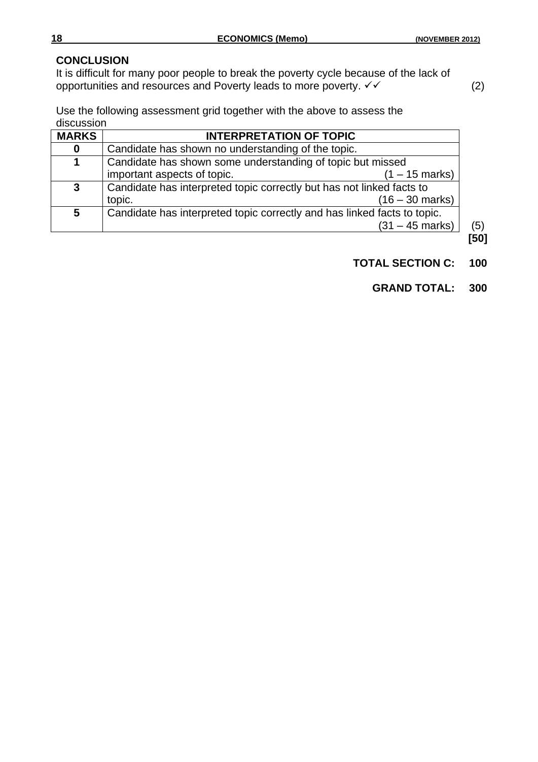**CONCLUSION**

It is difficult for many poor people to break the poverty cycle because of the lack of opportunities and resources and Poverty leads to more poverty. ✓✓ (2)

Use the following assessment grid together with the above to assess the discussion

| MARKS | INTERPRETATION OF TOPIC |
|---|---|
| 0 | Candidate has shown no understanding of the topic. |
| 1 | Candidate has shown some understanding of topic but missed important aspects of topic. (1 – 15 marks) |
| 3 | Candidate has interpreted topic correctly but has not linked facts to topic. (16 – 30 marks) |
| 5 | Candidate has interpreted topic correctly and has linked facts to topic. (31 – 45 marks) |

(5)

**[50]**

**TOTAL SECTION C: 100**

**GRAND TOTAL: 300**